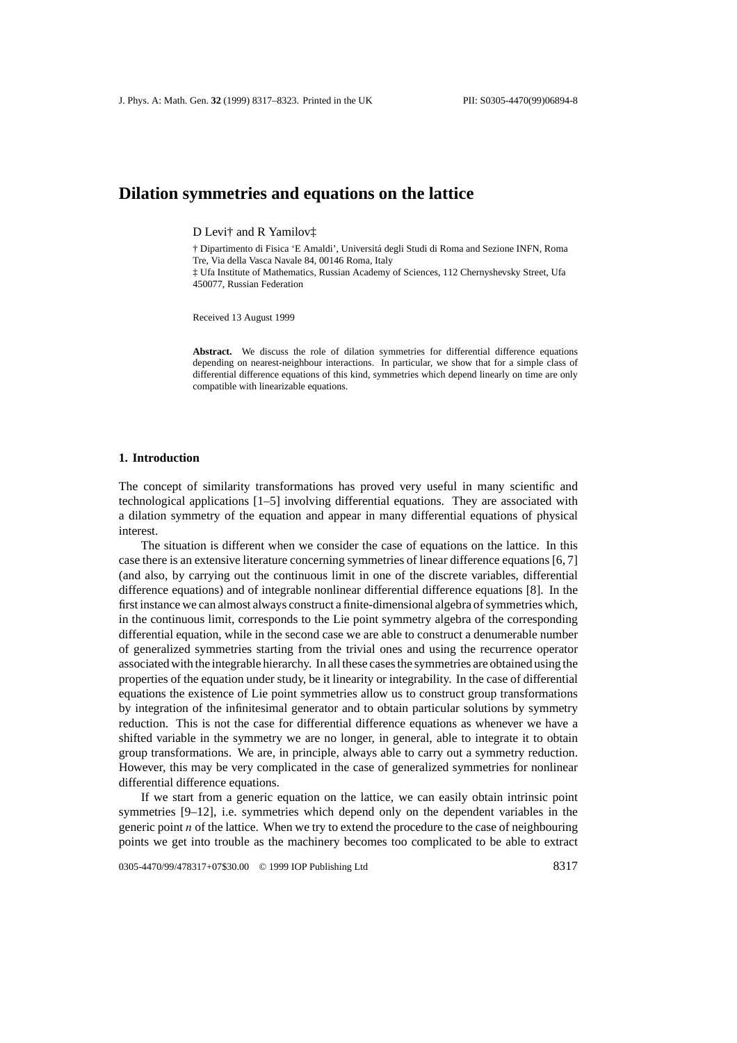# Dilation symmetries and equations on the lattice

D Levi† and R Yamilov‡

† Dipartimento di Fisica 'E Amaldi', Universitá degli Studi di Roma and Sezione INFN, Roma Tre, Via della Vasca Navale 84, 00146 Roma, Italy
‡ Ufa Institute of Mathematics, Russian Academy of Sciences, 112 Chernyshevsky Street, Ufa 450077, Russian Federation

Received 13 August 1999

**Abstract.** We discuss the role of dilation symmetries for differential difference equations depending on nearest-neighbour interactions. In particular, we show that for a simple class of differential difference equations of this kind, symmetries which depend linearly on time are only compatible with linearizable equations.

## 1. Introduction

The concept of similarity transformations has proved very useful in many scientific and technological applications [1–5] involving differential equations. They are associated with a dilation symmetry of the equation and appear in many differential equations of physical interest.

The situation is different when we consider the case of equations on the lattice. In this case there is an extensive literature concerning symmetries of linear difference equations [6, 7] (and also, by carrying out the continuous limit in one of the discrete variables, differential difference equations) and of integrable nonlinear differential difference equations [8]. In the first instance we can almost always construct a finite-dimensional algebra of symmetries which, in the continuous limit, corresponds to the Lie point symmetry algebra of the corresponding differential equation, while in the second case we are able to construct a denumerable number of generalized symmetries starting from the trivial ones and using the recurrence operator associated with the integrable hierarchy. In all these cases the symmetries are obtained using the properties of the equation under study, be it linearity or integrability. In the case of differential equations the existence of Lie point symmetries allow us to construct group transformations by integration of the infinitesimal generator and to obtain particular solutions by symmetry reduction. This is not the case for differential difference equations as whenever we have a shifted variable in the symmetry we are no longer, in general, able to integrate it to obtain group transformations. We are, in principle, always able to carry out a symmetry reduction. However, this may be very complicated in the case of generalized symmetries for nonlinear differential difference equations.

If we start from a generic equation on the lattice, we can easily obtain intrinsic point symmetries [9–12], i.e. symmetries which depend only on the dependent variables in the generic point $n$ of the lattice. When we try to extend the procedure to the case of neighbouring points we get into trouble as the machinery becomes too complicated to be able to extract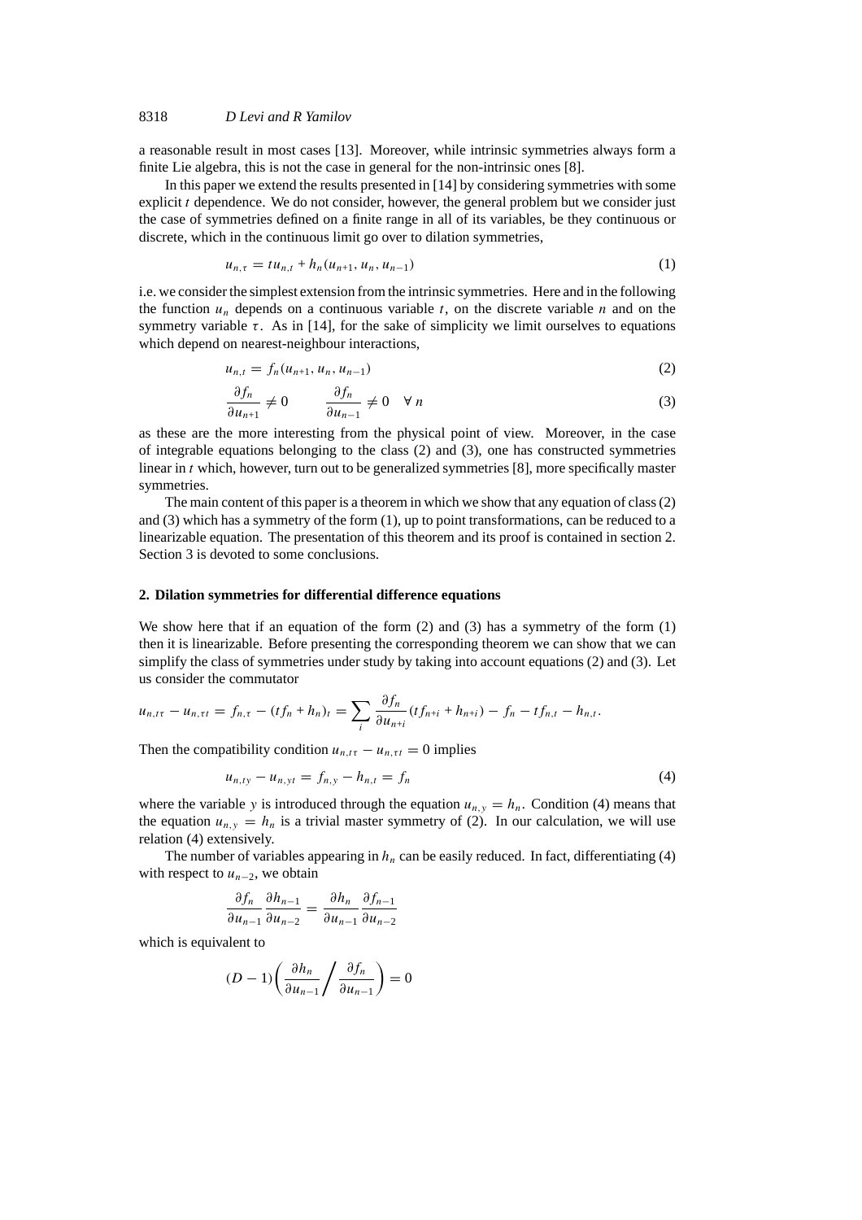a reasonable result in most cases [13]. Moreover, while intrinsic symmetries always form a finite Lie algebra, this is not the case in general for the non-intrinsic ones [8].

In this paper we extend the results presented in [14] by considering symmetries with some explicit $t$ dependence. We do not consider, however, the general problem but we consider just the case of symmetries defined on a finite range in all of its variables, be they continuous or discrete, which in the continuous limit go over to dilation symmetries,

$$u_{n,\tau} = t u_{n,t} + h_n(u_{n+1}, u_n, u_{n-1}) \tag{1}$$

i.e. we consider the simplest extension from the intrinsic symmetries. Here and in the following the function $u_n$ depends on a continuous variable $t$, on the discrete variable $n$ and on the symmetry variable $\tau$. As in [14], for the sake of simplicity we limit ourselves to equations which depend on nearest-neighbour interactions,

$$u_{n,t} = f_n(u_{n+1}, u_n, u_{n-1}) \tag{2}$$

$$\frac{\partial f_n}{\partial u_{n+1}} \neq 0 \qquad \frac{\partial f_n}{\partial u_{n-1}} \neq 0 \quad \forall\, n \tag{3}$$

as these are the more interesting from the physical point of view. Moreover, in the case of integrable equations belonging to the class (2) and (3), one has constructed symmetries linear in $t$ which, however, turn out to be generalized symmetries [8], more specifically master symmetries.

The main content of this paper is a theorem in which we show that any equation of class (2) and (3) which has a symmetry of the form (1), up to point transformations, can be reduced to a linearizable equation. The presentation of this theorem and its proof is contained in section 2. Section 3 is devoted to some conclusions.

## 2. Dilation symmetries for differential difference equations

We show here that if an equation of the form (2) and (3) has a symmetry of the form (1) then it is linearizable. Before presenting the corresponding theorem we can show that we can simplify the class of symmetries under study by taking into account equations (2) and (3). Let us consider the commutator

$$u_{n,t\tau} - u_{n,\tau t} = f_{n,\tau} - (t f_n + h_n)_t = \sum_i \frac{\partial f_n}{\partial u_{n+i}} (t f_{n+i} + h_{n+i}) - f_n - t f_{n,t} - h_{n,t}.$$

Then the compatibility condition $u_{n,t\tau} - u_{n,\tau t} = 0$ implies

$$u_{n,ty} - u_{n,yt} = f_{n,y} - h_{n,t} = f_n \tag{4}$$

where the variable $y$ is introduced through the equation $u_{n,y} = h_n$. Condition (4) means that the equation $u_{n,y} = h_n$ is a trivial master symmetry of (2). In our calculation, we will use relation (4) extensively.

The number of variables appearing in $h_n$ can be easily reduced. In fact, differentiating (4) with respect to $u_{n-2}$, we obtain

$$\frac{\partial f_n}{\partial u_{n-1}} \frac{\partial h_{n-1}}{\partial u_{n-2}} = \frac{\partial h_n}{\partial u_{n-1}} \frac{\partial f_{n-1}}{\partial u_{n-2}}$$

which is equivalent to

$$(D-1)\left( \frac{\partial h_n}{\partial u_{n-1}} \bigg/ \frac{\partial f_n}{\partial u_{n-1}} \right) = 0$$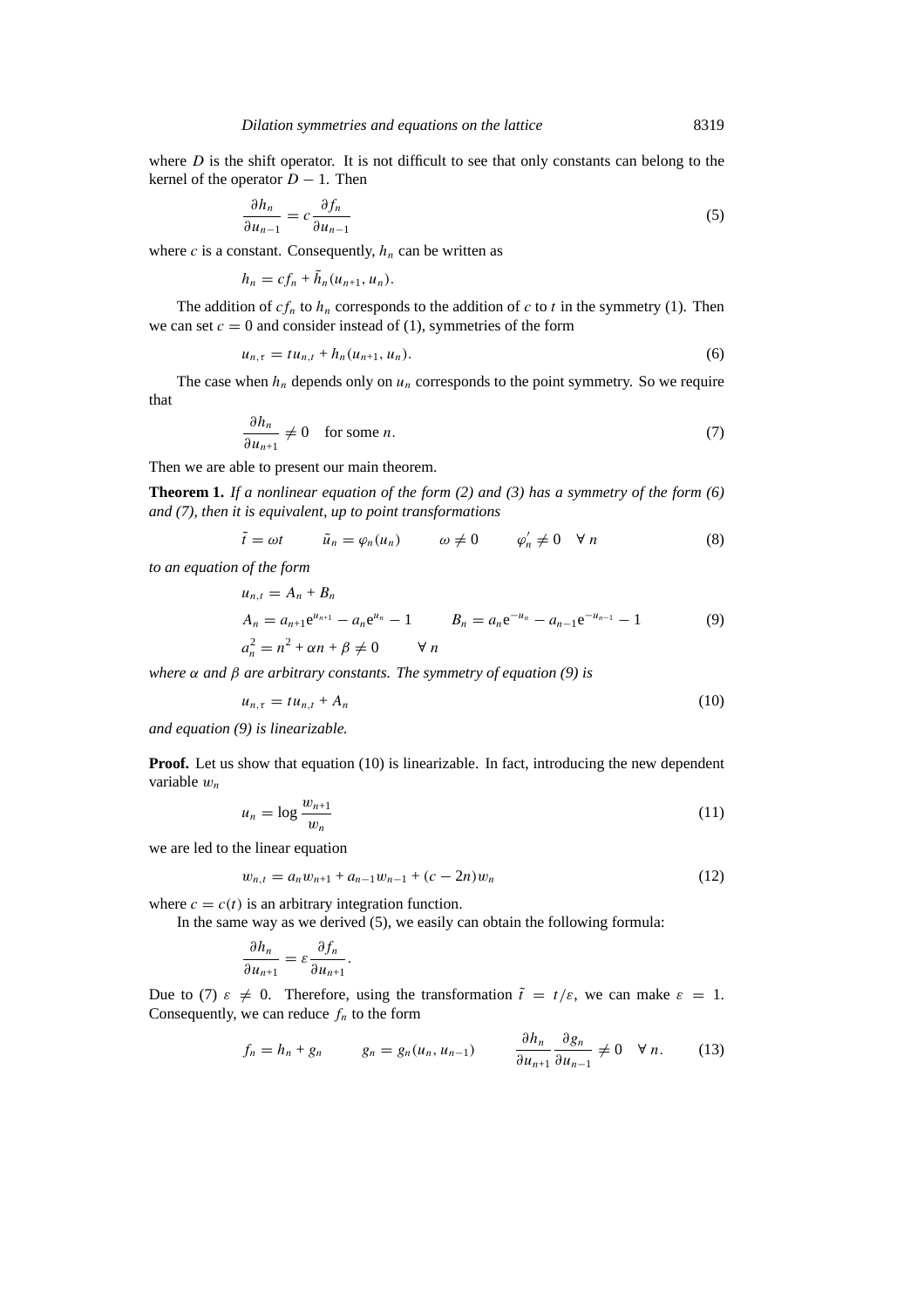where $D$ is the shift operator. It is not difficult to see that only constants can belong to the kernel of the operator $D - 1$. Then

$$\frac{\partial h_n}{\partial u_{n-1}} = c \frac{\partial f_n}{\partial u_{n-1}} \tag{5}$$

where $c$ is a constant. Consequently, $h_n$ can be written as

$$h_n = cf_n + \tilde{h}_n(u_{n+1}, u_n).$$

The addition of $cf_n$ to $h_n$ corresponds to the addition of $c$ to $t$ in the symmetry (1). Then we can set $c = 0$ and consider instead of (1), symmetries of the form

$$u_{n,\tau} = tu_{n,t} + h_n(u_{n+1}, u_n). \tag{6}$$

The case when $h_n$ depends only on $u_n$ corresponds to the point symmetry. So we require that

$$\frac{\partial h_n}{\partial u_{n+1}} \neq 0 \quad \text{for some } n. \tag{7}$$

Then we are able to present our main theorem.

**Theorem 1.** *If a nonlinear equation of the form (2) and (3) has a symmetry of the form (6) and (7), then it is equivalent, up to point transformations*

$$\tilde{t} = \omega t \qquad \tilde{u}_n = \varphi_n(u_n) \qquad \omega \neq 0 \qquad \varphi_n' \neq 0 \quad \forall\, n \tag{8}$$

*to an equation of the form*

$$\begin{aligned}
&u_{n,t} = A_n + B_n \\
&A_n = a_{n+1}\mathrm{e}^{u_{n+1}} - a_n\mathrm{e}^{u_n} - 1 \qquad B_n = a_n\mathrm{e}^{-u_n} - a_{n-1}\mathrm{e}^{-u_{n-1}} - 1 \\
&a_n^2 = n^2 + \alpha n + \beta \neq 0 \qquad \forall\, n
\end{aligned} \tag{9}$$

*where $\alpha$ and $\beta$ are arbitrary constants. The symmetry of equation (9) is*

$$u_{n,\tau} = tu_{n,t} + A_n \tag{10}$$

*and equation (9) is linearizable.*

**Proof.** Let us show that equation (10) is linearizable. In fact, introducing the new dependent variable $w_n$

$$u_n = \log \frac{w_{n+1}}{w_n} \tag{11}$$

we are led to the linear equation

$$w_{n,t} = a_n w_{n+1} + a_{n-1} w_{n-1} + (c - 2n) w_n \tag{12}$$

where $c = c(t)$ is an arbitrary integration function.

In the same way as we derived (5), we easily can obtain the following formula:

$$\frac{\partial h_n}{\partial u_{n+1}} = \varepsilon \frac{\partial f_n}{\partial u_{n+1}}.$$

Due to (7) $\varepsilon \neq 0$. Therefore, using the transformation $\tilde{t} = t/\varepsilon$, we can make $\varepsilon = 1$. Consequently, we can reduce $f_n$ to the form

$$f_n = h_n + g_n \qquad g_n = g_n(u_n, u_{n-1}) \qquad \frac{\partial h_n}{\partial u_{n+1}} \frac{\partial g_n}{\partial u_{n-1}} \neq 0 \quad \forall\, n. \tag{13}$$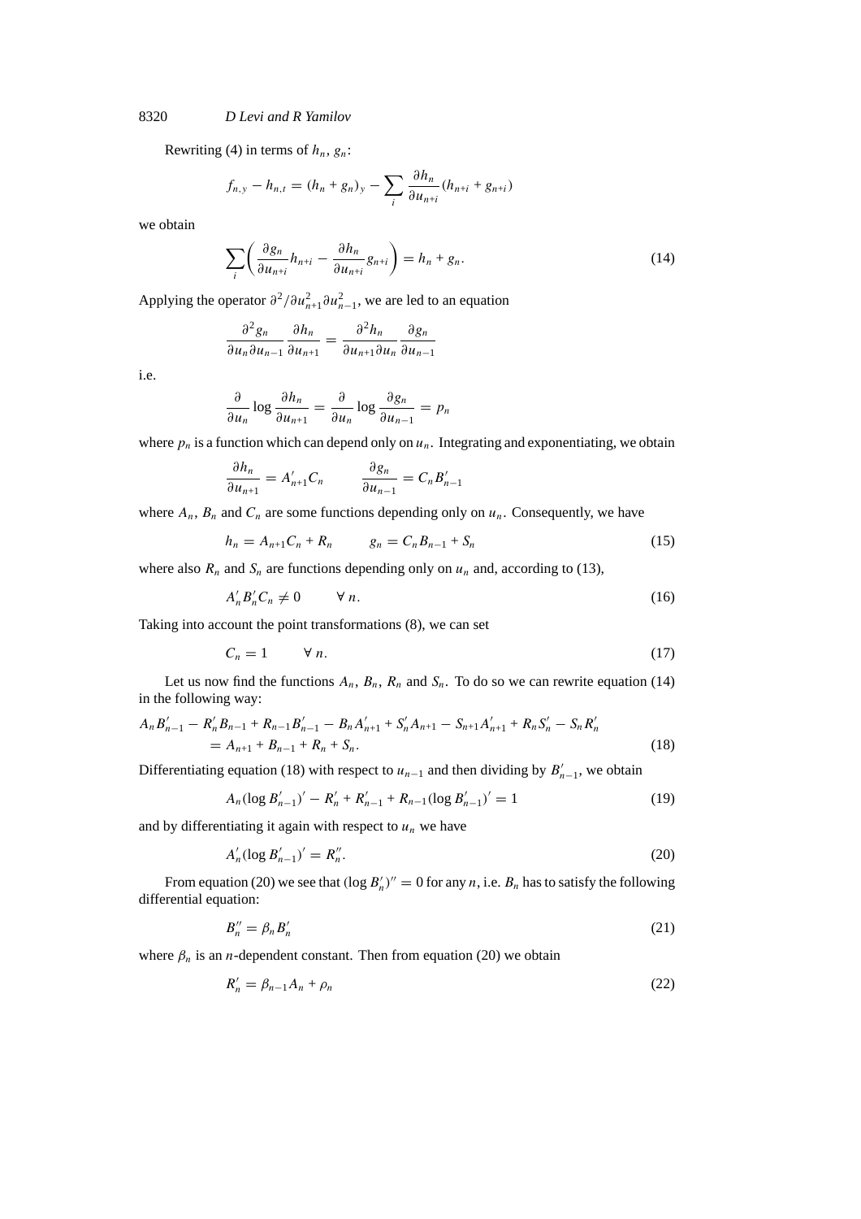Rewriting (4) in terms of $h_n$, $g_n$:

$$f_{n,y} - h_{n,t} = (h_n + g_n)_y - \sum_i \frac{\partial h_n}{\partial u_{n+i}}(h_{n+i} + g_{n+i})$$

we obtain

$$\sum_i \left( \frac{\partial g_n}{\partial u_{n+i}} h_{n+i} - \frac{\partial h_n}{\partial u_{n+i}} g_{n+i} \right) = h_n + g_n. \tag{14}$$

Applying the operator $\partial^2/\partial u_{n+1}^2 \partial u_{n-1}^2$, we are led to an equation

$$\frac{\partial^2 g_n}{\partial u_n \partial u_{n-1}} \frac{\partial h_n}{\partial u_{n+1}} = \frac{\partial^2 h_n}{\partial u_{n+1} \partial u_n} \frac{\partial g_n}{\partial u_{n-1}}$$

i.e.

$$\frac{\partial}{\partial u_n} \log \frac{\partial h_n}{\partial u_{n+1}} = \frac{\partial}{\partial u_n} \log \frac{\partial g_n}{\partial u_{n-1}} = p_n$$

where $p_n$ is a function which can depend only on $u_n$. Integrating and exponentiating, we obtain

$$\frac{\partial h_n}{\partial u_{n+1}} = A'_{n+1} C_n \qquad \frac{\partial g_n}{\partial u_{n-1}} = C_n B'_{n-1}$$

where $A_n$, $B_n$ and $C_n$ are some functions depending only on $u_n$. Consequently, we have

$$h_n = A_{n+1} C_n + R_n \qquad g_n = C_n B_{n-1} + S_n \tag{15}$$

where also $R_n$ and $S_n$ are functions depending only on $u_n$ and, according to (13),

$$A'_n B'_n C_n \neq 0 \qquad \forall\, n. \tag{16}$$

Taking into account the point transformations (8), we can set

$$C_n = 1 \qquad \forall\, n. \tag{17}$$

Let us now find the functions $A_n$, $B_n$, $R_n$ and $S_n$. To do so we can rewrite equation (14) in the following way:

$$\begin{aligned} A_n B'_{n-1} - R'_n B_{n-1} + R_{n-1} B'_{n-1} - B_n A'_{n+1} + S'_n A_{n+1} - S_{n+1} A'_{n+1} + R_n S'_n - S_n R'_n \\ = A_{n+1} + B_{n-1} + R_n + S_n. \end{aligned} \tag{18}$$

Differentiating equation (18) with respect to $u_{n-1}$ and then dividing by $B'_{n-1}$, we obtain

$$A_n (\log B'_{n-1})' - R'_n + R'_{n-1} + R_{n-1} (\log B'_{n-1})' = 1 \tag{19}$$

and by differentiating it again with respect to $u_n$ we have

$$A'_n (\log B'_{n-1})' = R''_n. \tag{20}$$

From equation (20) we see that $(\log B'_n)'' = 0$ for any $n$, i.e. $B_n$ has to satisfy the following differential equation:

$$B''_n = \beta_n B'_n \tag{21}$$

where $\beta_n$ is an $n$-dependent constant. Then from equation (20) we obtain

$$R'_n = \beta_{n-1} A_n + \rho_n \tag{22}$$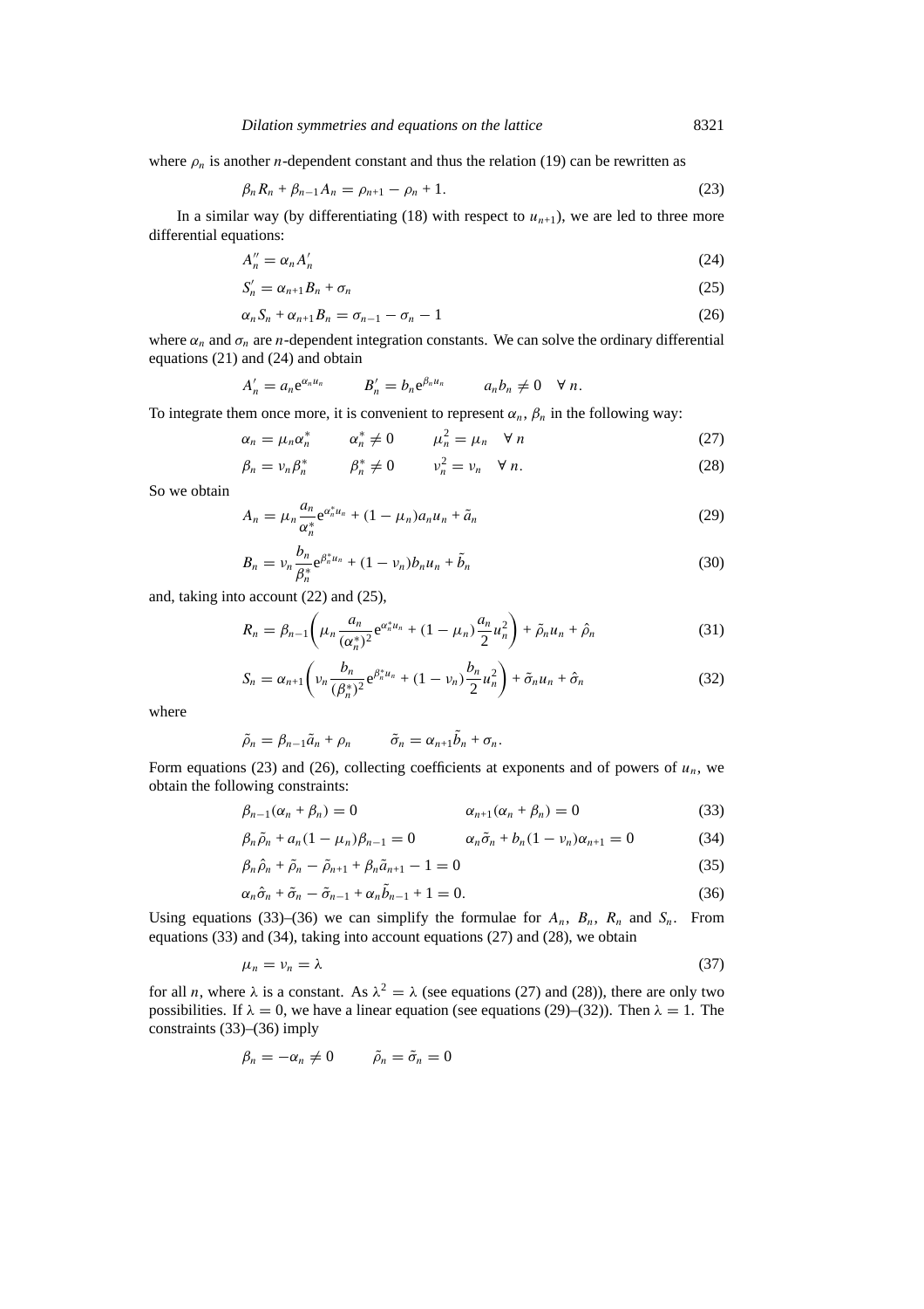where $\rho_n$ is another $n$-dependent constant and thus the relation (19) can be rewritten as

$$\beta_n R_n + \beta_{n-1} A_n = \rho_{n+1} - \rho_n + 1. \tag{23}$$

In a similar way (by differentiating (18) with respect to $u_{n+1}$), we are led to three more differential equations:

$$A_n'' = \alpha_n A_n' \tag{24}$$

$$S_n' = \alpha_{n+1} B_n + \sigma_n \tag{25}$$

$$\alpha_n S_n + \alpha_{n+1} B_n = \sigma_{n-1} - \sigma_n - 1 \tag{26}$$

where $\alpha_n$ and $\sigma_n$ are $n$-dependent integration constants. We can solve the ordinary differential equations (21) and (24) and obtain

$$A_n' = a_n e^{\alpha_n u_n} \qquad B_n' = b_n e^{\beta_n u_n} \qquad a_n b_n \neq 0 \quad \forall\, n.$$

To integrate them once more, it is convenient to represent $\alpha_n$, $\beta_n$ in the following way:

$$\alpha_n = \mu_n \alpha_n^* \qquad \alpha_n^* \neq 0 \qquad \mu_n^2 = \mu_n \quad \forall\, n \tag{27}$$

$$\beta_n = \nu_n \beta_n^* \qquad \beta_n^* \neq 0 \qquad \nu_n^2 = \nu_n \quad \forall\, n. \tag{28}$$

So we obtain

$$A_n = \mu_n \frac{a_n}{\alpha_n^*} e^{\alpha_n^* u_n} + (1 - \mu_n) a_n u_n + \tilde{a}_n \tag{29}$$

$$B_n = \nu_n \frac{b_n}{\beta_n^*} e^{\beta_n^* u_n} + (1 - \nu_n) b_n u_n + \tilde{b}_n \tag{30}$$

and, taking into account (22) and (25),

$$R_n = \beta_{n-1} \left( \mu_n \frac{a_n}{(\alpha_n^*)^2} e^{\alpha_n^* u_n} + (1 - \mu_n) \frac{a_n}{2} u_n^2 \right) + \tilde{\rho}_n u_n + \hat{\rho}_n \tag{31}$$

$$S_n = \alpha_{n+1} \left( \nu_n \frac{b_n}{(\beta_n^*)^2} e^{\beta_n^* u_n} + (1 - \nu_n) \frac{b_n}{2} u_n^2 \right) + \tilde{\sigma}_n u_n + \hat{\sigma}_n \tag{32}$$

where

$$\tilde{\rho}_n = \beta_{n-1} \tilde{a}_n + \rho_n \qquad \tilde{\sigma}_n = \alpha_{n+1} \tilde{b}_n + \sigma_n.$$

Form equations (23) and (26), collecting coefficients at exponents and of powers of $u_n$, we obtain the following constraints:

$$\beta_{n-1}(\alpha_n + \beta_n) = 0 \qquad\qquad \alpha_{n+1}(\alpha_n + \beta_n) = 0 \tag{33}$$

$$\beta_n \tilde{\rho}_n + a_n (1 - \mu_n) \beta_{n-1} = 0 \qquad\qquad \alpha_n \tilde{\sigma}_n + b_n (1 - \nu_n) \alpha_{n+1} = 0 \tag{34}$$

$$\beta_n \hat{\rho}_n + \tilde{\rho}_n - \tilde{\rho}_{n+1} + \beta_n \tilde{a}_{n+1} - 1 = 0 \tag{35}$$

$$\alpha_n \hat{\sigma}_n + \tilde{\sigma}_n - \tilde{\sigma}_{n-1} + \alpha_n \tilde{b}_{n-1} + 1 = 0. \tag{36}$$

Using equations (33)–(36) we can simplify the formulae for $A_n$, $B_n$, $R_n$ and $S_n$. From equations (33) and (34), taking into account equations (27) and (28), we obtain

$$\mu_n = \nu_n = \lambda \tag{37}$$

for all $n$, where $\lambda$ is a constant. As $\lambda^2 = \lambda$ (see equations (27) and (28)), there are only two possibilities. If $\lambda = 0$, we have a linear equation (see equations (29)–(32)). Then $\lambda = 1$. The constraints (33)–(36) imply

$$\beta_n = -\alpha_n \neq 0 \qquad \tilde{\rho}_n = \tilde{\sigma}_n = 0$$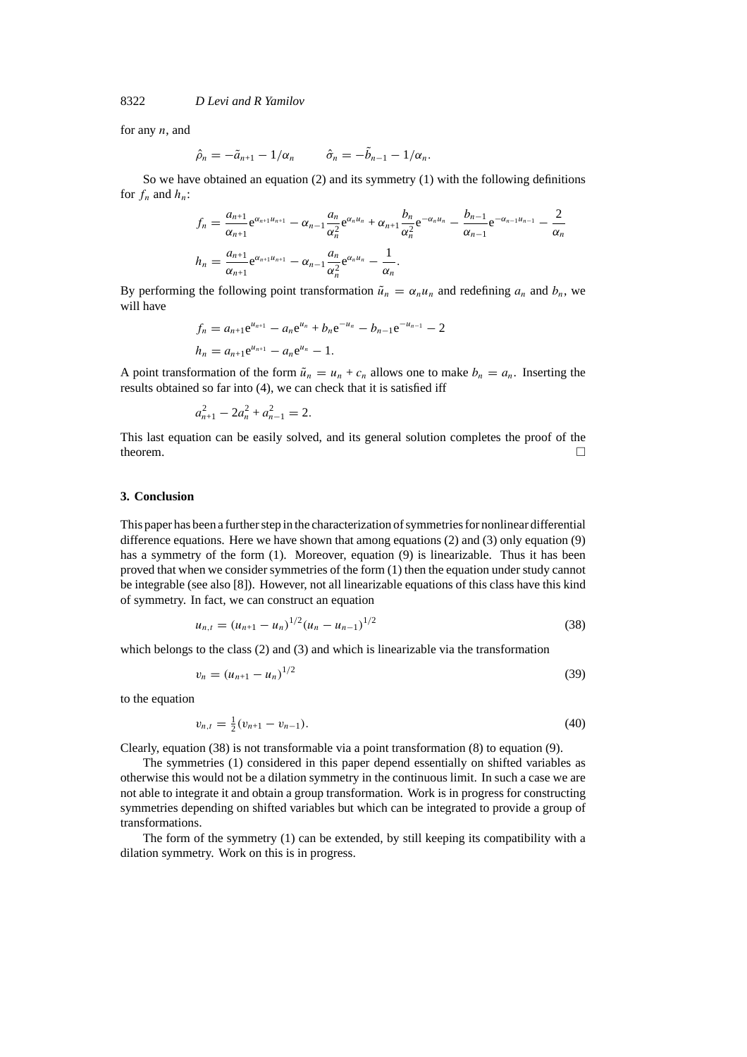for any $n$, and

$$\hat{\rho}_n = -\tilde{a}_{n+1} - 1/\alpha_n \qquad \hat{\sigma}_n = -\tilde{b}_{n-1} - 1/\alpha_n.$$

So we have obtained an equation (2) and its symmetry (1) with the following definitions for $f_n$ and $h_n$:

$$f_n = \frac{a_{n+1}}{\alpha_{n+1}} \mathrm{e}^{\alpha_{n+1} u_{n+1}} - \alpha_{n-1} \frac{a_n}{\alpha_n^2} \mathrm{e}^{\alpha_n u_n} + \alpha_{n+1} \frac{b_n}{\alpha_n^2} \mathrm{e}^{-\alpha_n u_n} - \frac{b_{n-1}}{\alpha_{n-1}} \mathrm{e}^{-\alpha_{n-1} u_{n-1}} - \frac{2}{\alpha_n}$$

$$h_n = \frac{a_{n+1}}{\alpha_{n+1}} \mathrm{e}^{\alpha_{n+1} u_{n+1}} - \alpha_{n-1} \frac{a_n}{\alpha_n^2} \mathrm{e}^{\alpha_n u_n} - \frac{1}{\alpha_n}.$$

By performing the following point transformation $\tilde{u}_n = \alpha_n u_n$ and redefining $a_n$ and $b_n$, we will have

$$f_n = a_{n+1} \mathrm{e}^{u_{n+1}} - a_n \mathrm{e}^{u_n} + b_n \mathrm{e}^{-u_n} - b_{n-1} \mathrm{e}^{-u_{n-1}} - 2$$

$$h_n = a_{n+1} \mathrm{e}^{u_{n+1}} - a_n \mathrm{e}^{u_n} - 1.$$

A point transformation of the form $\tilde{u}_n = u_n + c_n$ allows one to make $b_n = a_n$. Inserting the results obtained so far into (4), we can check that it is satisfied iff

$$a_{n+1}^2 - 2a_n^2 + a_{n-1}^2 = 2.$$

This last equation can be easily solved, and its general solution completes the proof of the theorem. □

## 3. Conclusion

This paper has been a further step in the characterization of symmetries for nonlinear differential difference equations. Here we have shown that among equations (2) and (3) only equation (9) has a symmetry of the form (1). Moreover, equation (9) is linearizable. Thus it has been proved that when we consider symmetries of the form (1) then the equation under study cannot be integrable (see also [8]). However, not all linearizable equations of this class have this kind of symmetry. In fact, we can construct an equation

$$u_{n,t} = (u_{n+1} - u_n)^{1/2} (u_n - u_{n-1})^{1/2} \tag{38}$$

which belongs to the class (2) and (3) and which is linearizable via the transformation

$$v_n = (u_{n+1} - u_n)^{1/2} \tag{39}$$

to the equation

$$v_{n,t} = \tfrac{1}{2}(v_{n+1} - v_{n-1}). \tag{40}$$

Clearly, equation (38) is not transformable via a point transformation (8) to equation (9).

The symmetries (1) considered in this paper depend essentially on shifted variables as otherwise this would not be a dilation symmetry in the continuous limit. In such a case we are not able to integrate it and obtain a group transformation. Work is in progress for constructing symmetries depending on shifted variables but which can be integrated to provide a group of transformations.

The form of the symmetry (1) can be extended, by still keeping its compatibility with a dilation symmetry. Work on this is in progress.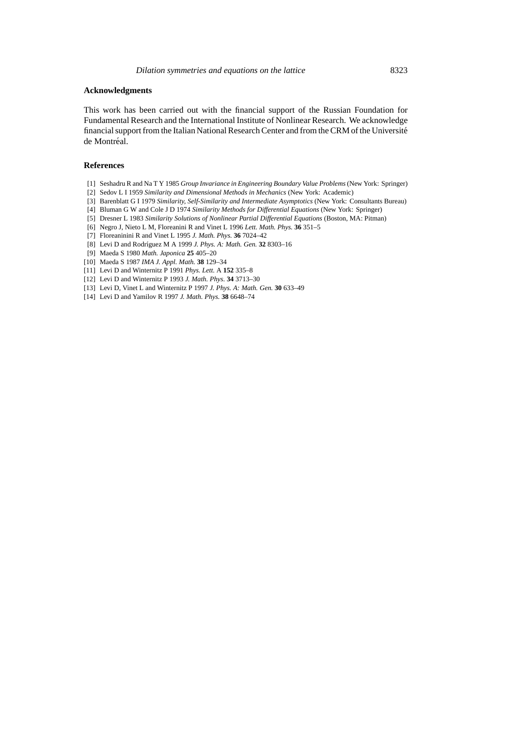## Acknowledgments

This work has been carried out with the financial support of the Russian Foundation for Fundamental Research and the International Institute of Nonlinear Research. We acknowledge financial support from the Italian National Research Center and from the CRM of the Université de Montréal.

## References

[1] Seshadru R and Na T Y 1985 *Group Invariance in Engineering Boundary Value Problems* (New York: Springer)
[2] Sedov L I 1959 *Similarity and Dimensional Methods in Mechanics* (New York: Academic)
[3] Barenblatt G I 1979 *Similarity, Self-Similarity and Intermediate Asymptotics* (New York: Consultants Bureau)
[4] Bluman G W and Cole J D 1974 *Similarity Methods for Differential Equations* (New York: Springer)
[5] Dresner L 1983 *Similarity Solutions of Nonlinear Partial Differential Equations* (Boston, MA: Pitman)
[6] Negro J, Nieto L M, Floreanini R and Vinet L 1996 *Lett. Math. Phys.* **36** 351–5
[7] Floreaninini R and Vinet L 1995 *J. Math. Phys.* **36** 7024–42
[8] Levi D and Rodríguez M A 1999 *J. Phys. A: Math. Gen.* **32** 8303–16
[9] Maeda S 1980 *Math. Japonica* **25** 405–20
[10] Maeda S 1987 *IMA J. Appl. Math.* **38** 129–34
[11] Levi D and Winternitz P 1991 *Phys. Lett.* A **152** 335–8
[12] Levi D and Winternitz P 1993 *J. Math. Phys.* **34** 3713–30
[13] Levi D, Vinet L and Winternitz P 1997 *J. Phys. A: Math. Gen.* **30** 633–49
[14] Levi D and Yamilov R 1997 *J. Math. Phys.* **38** 6648–74